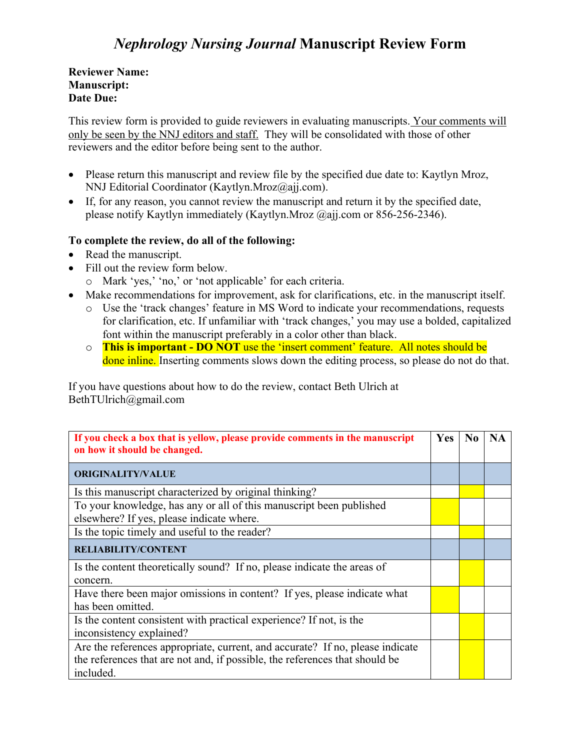# *Nephrology Nursing Journal* Manuscript Review Form

**Reviewer Name:**
**Manuscript:**
**Date Due:**

This review form is provided to guide reviewers in evaluating manuscripts. Your comments will only be seen by the NNJ editors and staff. They will be consolidated with those of other reviewers and the editor before being sent to the author.

- Please return this manuscript and review file by the specified due date to: Kaytlyn Mroz, NNJ Editorial Coordinator (Kaytlyn.Mroz@ajj.com).
- If, for any reason, you cannot review the manuscript and return it by the specified date, please notify Kaytlyn immediately (Kaytlyn.Mroz @ajj.com or 856-256-2346).

**To complete the review, do all of the following:**

- Read the manuscript.
- Fill out the review form below.
  - Mark 'yes,' 'no,' or 'not applicable' for each criteria.
- Make recommendations for improvement, ask for clarifications, etc. in the manuscript itself.
  - Use the 'track changes' feature in MS Word to indicate your recommendations, requests for clarification, etc. If unfamiliar with 'track changes,' you may use a bolded, capitalized font within the manuscript preferably in a color other than black.
  - **This is important - DO NOT** use the 'insert comment' feature. All notes should be done inline. Inserting comments slows down the editing process, so please do not do that.

If you have questions about how to do the review, contact Beth Ulrich at BethTUlrich@gmail.com

| **If you check a box that is yellow, please provide comments in the manuscript on how it should be changed.** | **Yes** | **No** | **NA** |
|---|---|---|---|
| **ORIGINALITY/VALUE** | | | |
| Is this manuscript characterized by original thinking? | | | |
| To your knowledge, has any or all of this manuscript been published elsewhere? If yes, please indicate where. | | | |
| Is the topic timely and useful to the reader? | | | |
| **RELIABILITY/CONTENT** | | | |
| Is the content theoretically sound? If no, please indicate the areas of concern. | | | |
| Have there been major omissions in content? If yes, please indicate what has been omitted. | | | |
| Is the content consistent with practical experience? If not, is the inconsistency explained? | | | |
| Are the references appropriate, current, and accurate? If no, please indicate the references that are not and, if possible, the references that should be included. | | | |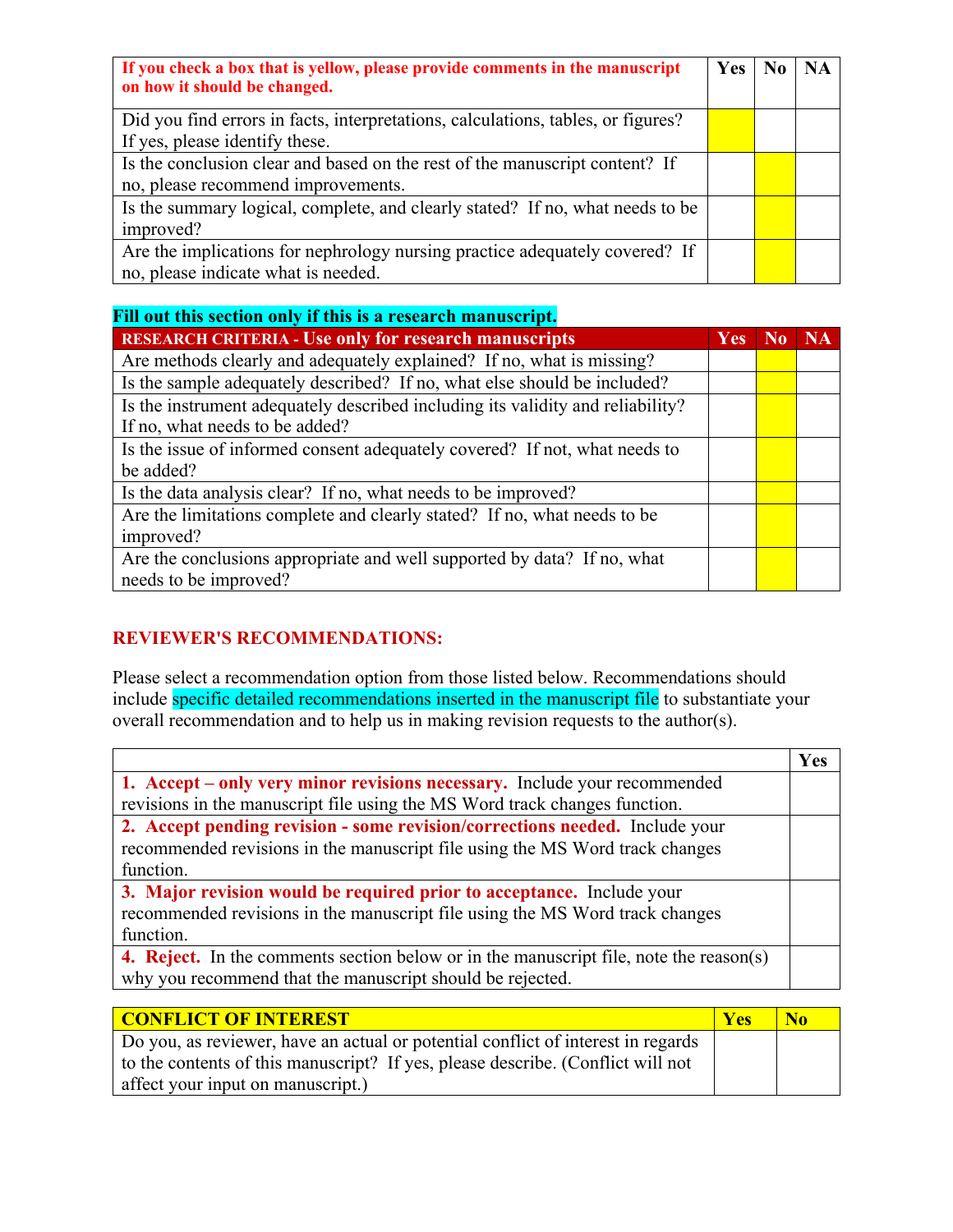| **If you check a box that is yellow, please provide comments in the manuscript on how it should be changed.** | **Yes** | **No** | **NA** |
|---|---|---|---|
| Did you find errors in facts, interpretations, calculations, tables, or figures? If yes, please identify these. | | | |
| Is the conclusion clear and based on the rest of the manuscript content? If no, please recommend improvements. | | | |
| Is the summary logical, complete, and clearly stated? If no, what needs to be improved? | | | |
| Are the implications for nephrology nursing practice adequately covered? If no, please indicate what is needed. | | | |

**Fill out this section only if this is a research manuscript.**

| **RESEARCH CRITERIA - Use only for research manuscripts** | **Yes** | **No** | **NA** |
|---|---|---|---|
| Are methods clearly and adequately explained? If no, what is missing? | | | |
| Is the sample adequately described? If no, what else should be included? | | | |
| Is the instrument adequately described including its validity and reliability? If no, what needs to be added? | | | |
| Is the issue of informed consent adequately covered? If not, what needs to be added? | | | |
| Is the data analysis clear? If no, what needs to be improved? | | | |
| Are the limitations complete and clearly stated? If no, what needs to be improved? | | | |
| Are the conclusions appropriate and well supported by data? If no, what needs to be improved? | | | |

**REVIEWER'S RECOMMENDATIONS:**

Please select a recommendation option from those listed below. Recommendations should include specific detailed recommendations inserted in the manuscript file to substantiate your overall recommendation and to help us in making revision requests to the author(s).

| | **Yes** |
|---|---|
| **1. Accept – only very minor revisions necessary.** Include your recommended revisions in the manuscript file using the MS Word track changes function. | |
| **2. Accept pending revision - some revision/corrections needed.** Include your recommended revisions in the manuscript file using the MS Word track changes function. | |
| **3. Major revision would be required prior to acceptance.** Include your recommended revisions in the manuscript file using the MS Word track changes function. | |
| **4. Reject.** In the comments section below or in the manuscript file, note the reason(s) why you recommend that the manuscript should be rejected. | |

| **CONFLICT OF INTEREST** | **Yes** | **No** |
|---|---|---|
| Do you, as reviewer, have an actual or potential conflict of interest in regards to the contents of this manuscript? If yes, please describe. (Conflict will not affect your input on manuscript.) | | |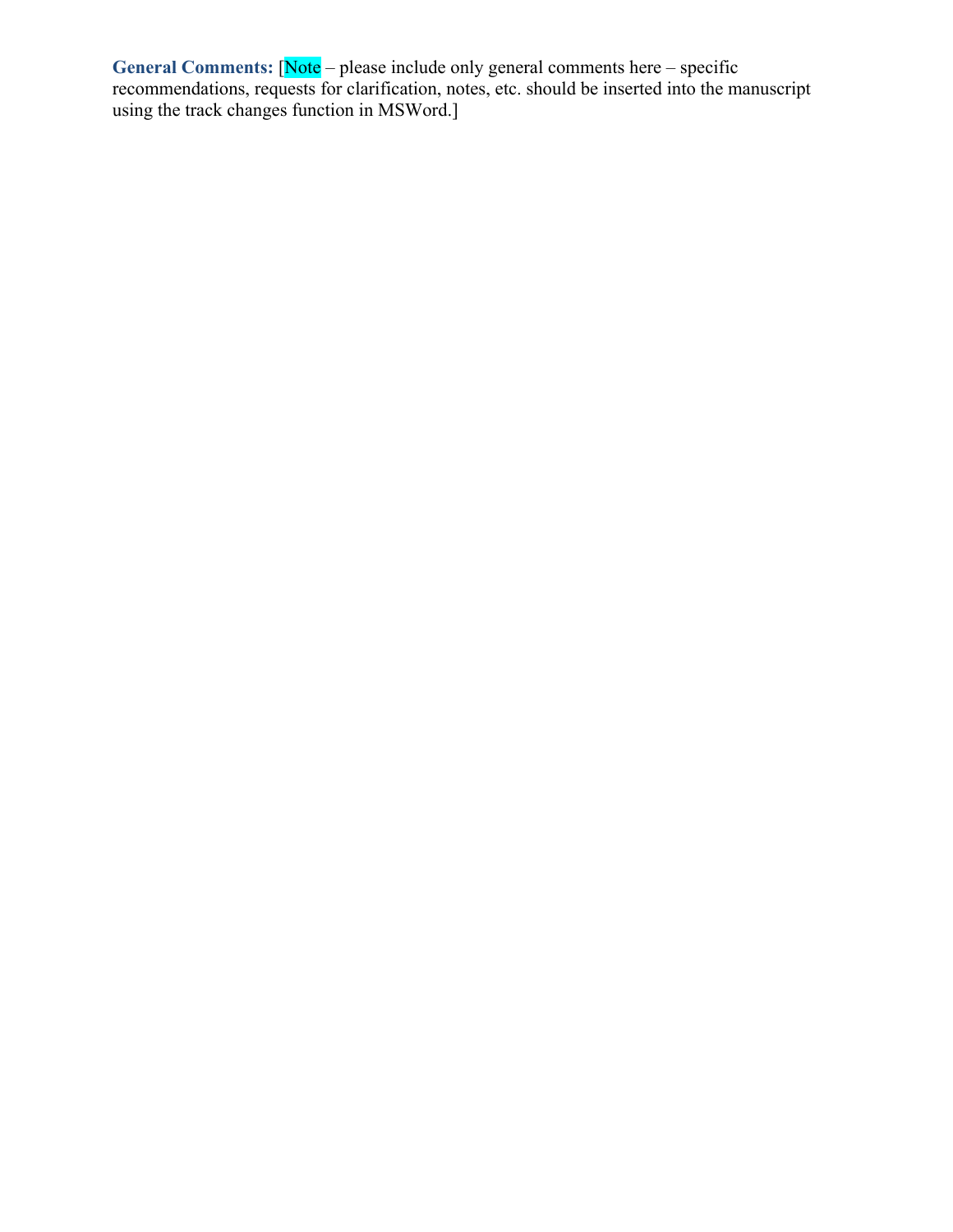**General Comments:** [Note – please include only general comments here – specific recommendations, requests for clarification, notes, etc. should be inserted into the manuscript using the track changes function in MSWord.]